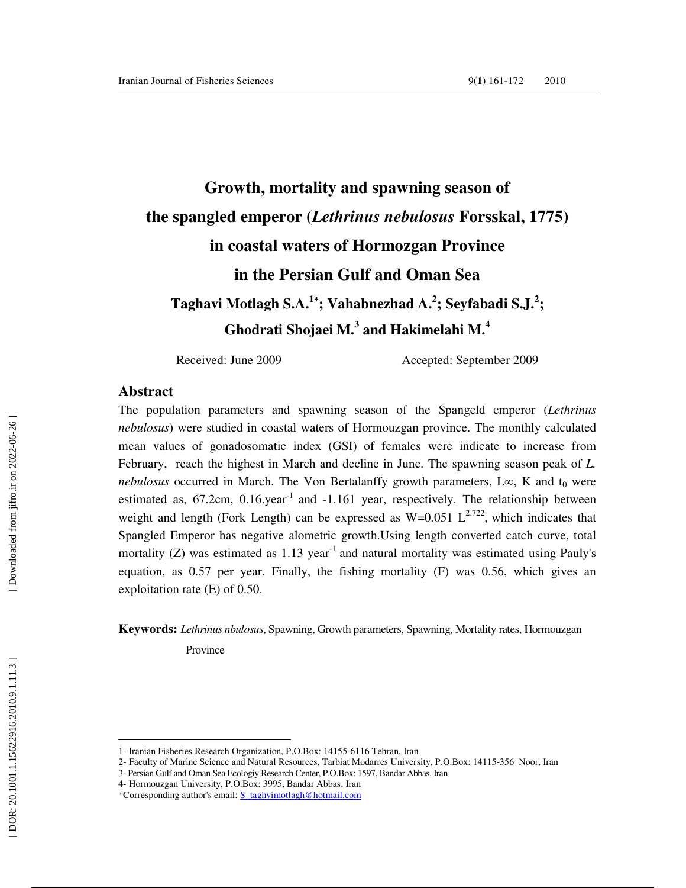# Growth, mortality and spawning season of the spangled emperor (*Lethrinus nebulosus* Forsskal, 1775) in coastal waters of Hormozgan Province in the Persian Gulf and Oman Sea

**Taghavi Motlagh S.A.[1*]; Vahabnezhad A.[2]; Seyfabadi S.J.[2]; Ghodrati Shojaei M.[3] and Hakimelahi M.[4]**

Received: June 2009 Accepted: September 2009

## Abstract

The population parameters and spawning season of the Spangeld emperor (*Lethrinus nebulosus*) were studied in coastal waters of Hormouzgan province. The monthly calculated mean values of gonadosomatic index (GSI) of females were indicate to increase from February, reach the highest in March and decline in June. The spawning season peak of *L. nebulosus* occurred in March. The Von Bertalanffy growth parameters, $L\infty$, K and $t_0$ were estimated as, 67.2cm, 0.16.year$^{-1}$ and -1.161 year, respectively. The relationship between weight and length (Fork Length) can be expressed as $W=0.051\ L^{2.722}$, which indicates that Spangled Emperor has negative alometric growth.Using length converted catch curve, total mortality (Z) was estimated as 1.13 year$^{-1}$ and natural mortality was estimated using Pauly's equation, as 0.57 per year. Finally, the fishing mortality (F) was 0.56, which gives an exploitation rate (E) of 0.50.

**Keywords:** *Lethrinus nbulosus*, Spawning, Growth parameters, Spawning, Mortality rates, Hormouzgan Province

---

1- Iranian Fisheries Research Organization, P.O.Box: 14155-6116 Tehran, Iran

2- Faculty of Marine Science and Natural Resources, Tarbiat Modarres University, P.O.Box: 14115-356 Noor, Iran

3- Persian Gulf and Oman Sea Ecologiy Research Center, P.O.Box: 1597, Bandar Abbas, Iran

4- Hormouzgan University, P.O.Box: 3995, Bandar Abbas, Iran

*Corresponding author's email: S_taghvimotlagh@hotmail.com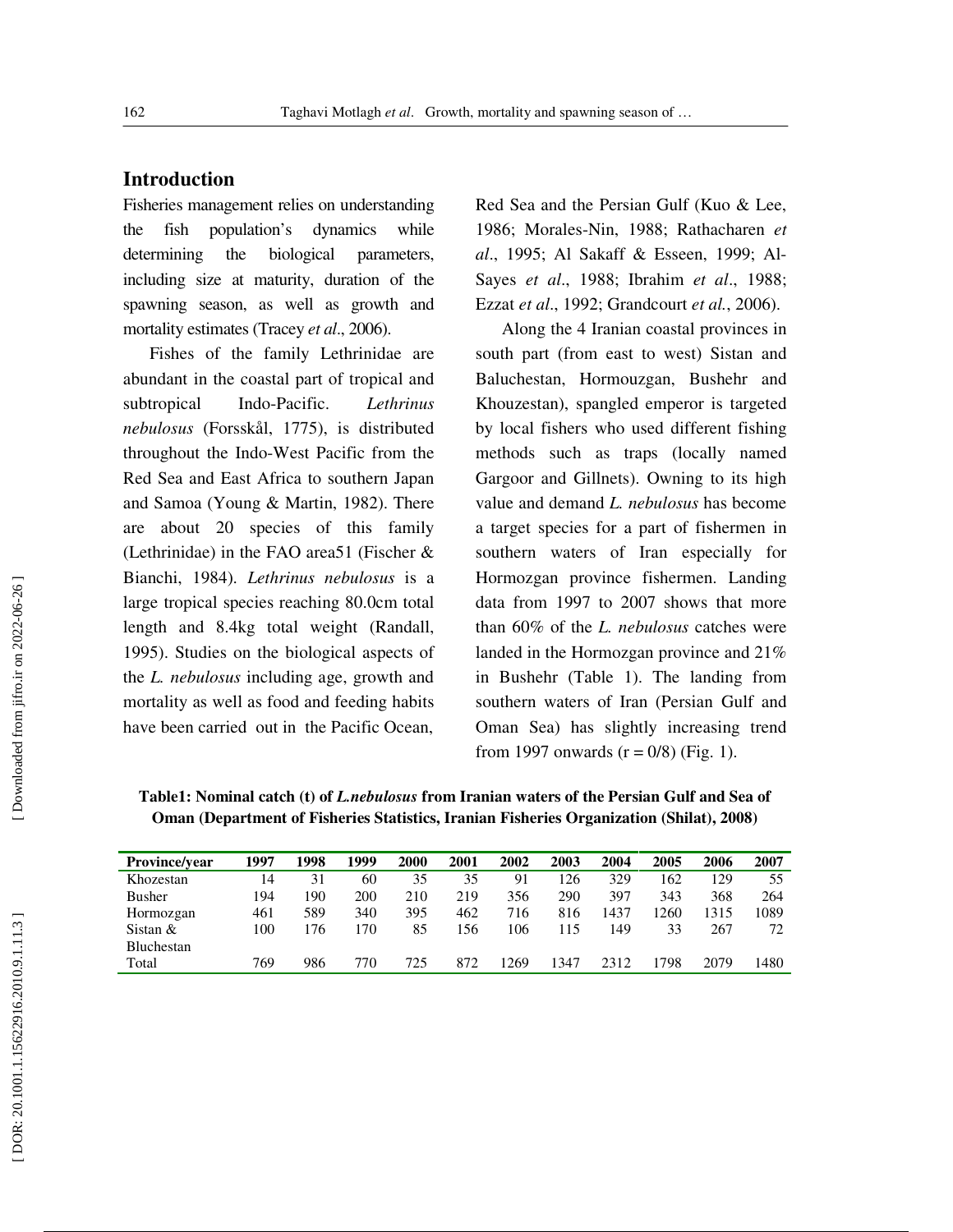## Introduction

Fisheries management relies on understanding the fish population's dynamics while determining the biological parameters, including size at maturity, duration of the spawning season, as well as growth and mortality estimates (Tracey *et al*., 2006).

Fishes of the family Lethrinidae are abundant in the coastal part of tropical and subtropical Indo-Pacific. *Lethrinus nebulosus* (Forsskål, 1775), is distributed throughout the Indo-West Pacific from the Red Sea and East Africa to southern Japan and Samoa (Young & Martin, 1982). There are about 20 species of this family (Lethrinidae) in the FAO area51 (Fischer & Bianchi, 1984). *Lethrinus nebulosus* is a large tropical species reaching 80.0cm total length and 8.4kg total weight (Randall, 1995). Studies on the biological aspects of the *L. nebulosus* including age, growth and mortality as well as food and feeding habits have been carried out in the Pacific Ocean, Red Sea and the Persian Gulf (Kuo & Lee, 1986; Morales-Nin, 1988; Rathacharen *et al*., 1995; Al Sakaff & Esseen, 1999; Al-Sayes *et al*., 1988; Ibrahim *et al*., 1988; Ezzat *et al*., 1992; Grandcourt *et al.*, 2006).

Along the 4 Iranian coastal provinces in south part (from east to west) Sistan and Baluchestan, Hormouzgan, Bushehr and Khouzestan), spangled emperor is targeted by local fishers who used different fishing methods such as traps (locally named Gargoor and Gillnets). Owning to its high value and demand *L. nebulosus* has become a target species for a part of fishermen in southern waters of Iran especially for Hormozgan province fishermen. Landing data from 1997 to 2007 shows that more than 60% of the *L. nebulosus* catches were landed in the Hormozgan province and 21% in Bushehr (Table 1). The landing from southern waters of Iran (Persian Gulf and Oman Sea) has slightly increasing trend from 1997 onwards (r = 0/8) (Fig. 1).

**Table1: Nominal catch (t) of *L.nebulosus* from Iranian waters of the Persian Gulf and Sea of Oman (Department of Fisheries Statistics, Iranian Fisheries Organization (Shilat), 2008)**

| Province/year | 1997 | 1998 | 1999 | 2000 | 2001 | 2002 | 2003 | 2004 | 2005 | 2006 | 2007 |
|---|---|---|---|---|---|---|---|---|---|---|---|
| Khozestan | 14 | 31 | 60 | 35 | 35 | 91 | 126 | 329 | 162 | 129 | 55 |
| Busher | 194 | 190 | 200 | 210 | 219 | 356 | 290 | 397 | 343 | 368 | 264 |
| Hormozgan | 461 | 589 | 340 | 395 | 462 | 716 | 816 | 1437 | 1260 | 1315 | 1089 |
| Sistan & Bluchestan | 100 | 176 | 170 | 85 | 156 | 106 | 115 | 149 | 33 | 267 | 72 |
| Total | 769 | 986 | 770 | 725 | 872 | 1269 | 1347 | 2312 | 1798 | 2079 | 1480 |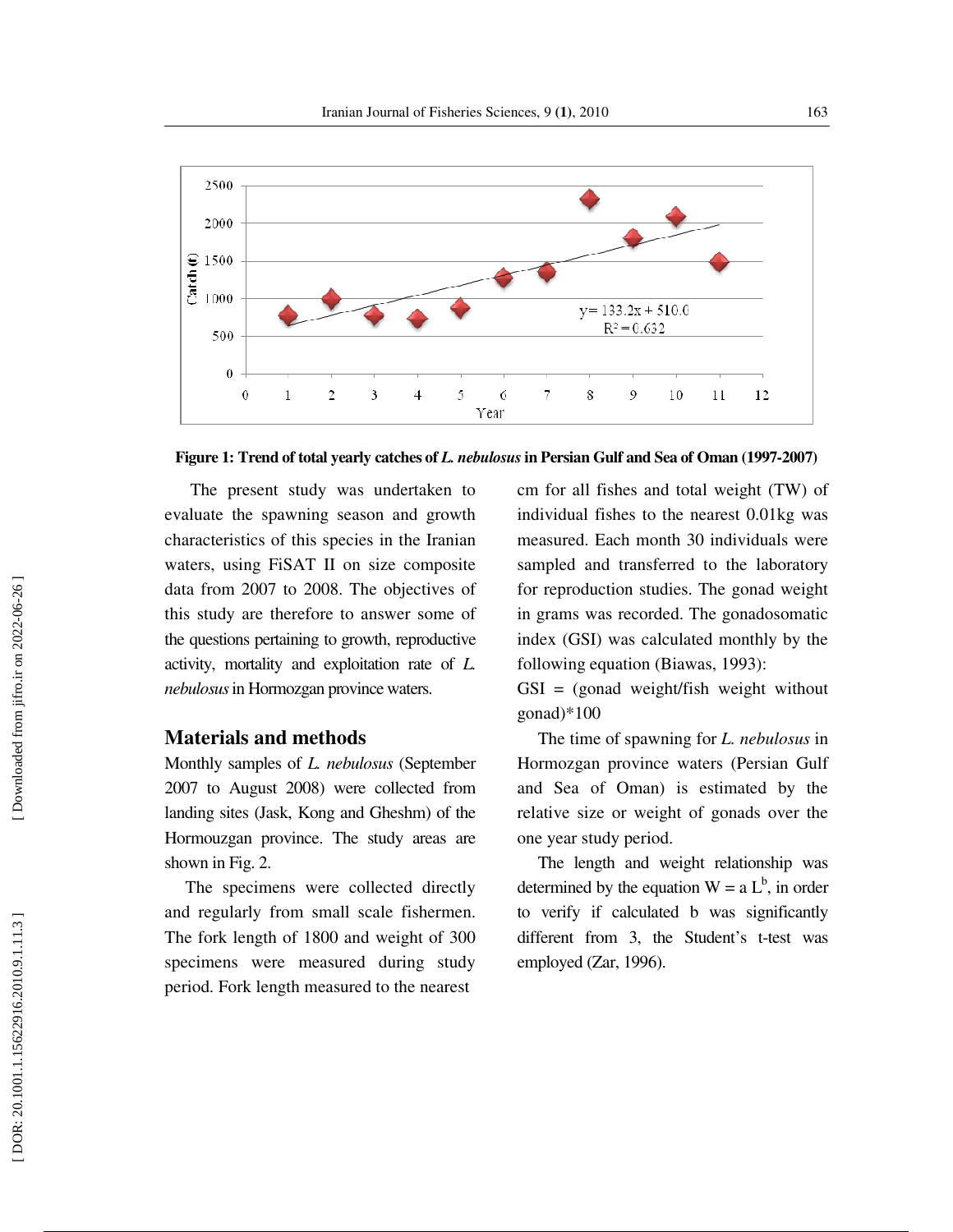**Figure 1: Trend of total yearly catches of *L. nebulosus* in Persian Gulf and Sea of Oman (1997-2007)**

The present study was undertaken to evaluate the spawning season and growth characteristics of this species in the Iranian waters, using FiSAT II on size composite data from 2007 to 2008. The objectives of this study are therefore to answer some of the questions pertaining to growth, reproductive activity, mortality and exploitation rate of *L. nebulosus* in Hormozgan province waters.

## Materials and methods

Monthly samples of *L. nebulosus* (September 2007 to August 2008) were collected from landing sites (Jask, Kong and Gheshm) of the Hormouzgan province. The study areas are shown in Fig. 2.

The specimens were collected directly and regularly from small scale fishermen. The fork length of 1800 and weight of 300 specimens were measured during study period. Fork length measured to the nearest cm for all fishes and total weight (TW) of individual fishes to the nearest 0.01kg was measured. Each month 30 individuals were sampled and transferred to the laboratory for reproduction studies. The gonad weight in grams was recorded. The gonadosomatic index (GSI) was calculated monthly by the following equation (Biawas, 1993):

GSI = (gonad weight/fish weight without gonad)*100

The time of spawning for *L. nebulosus* in Hormozgan province waters (Persian Gulf and Sea of Oman) is estimated by the relative size or weight of gonads over the one year study period.

The length and weight relationship was determined by the equation $W = a L^b$, in order to verify if calculated b was significantly different from 3, the Student's t-test was employed (Zar, 1996).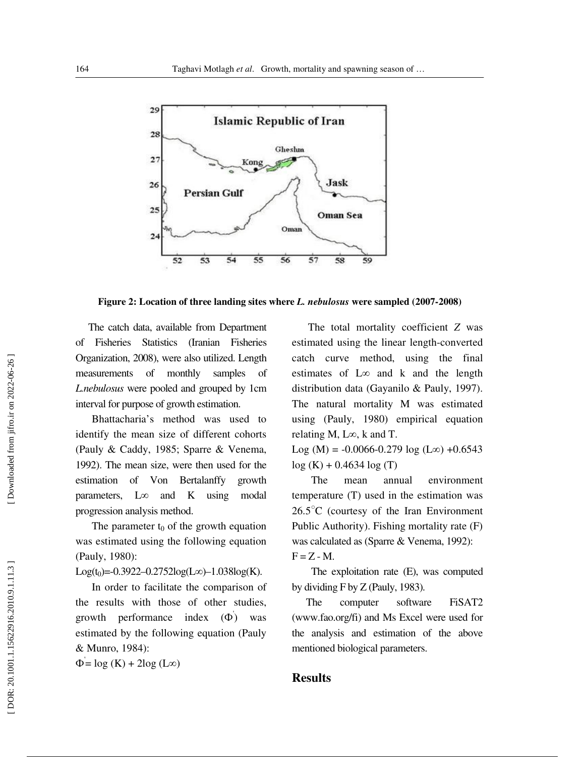Figure 2: Location of three landing sites where *L. nebulosus* were sampled (2007-2008)

The catch data, available from Department of Fisheries Statistics (Iranian Fisheries Organization, 2008), were also utilized. Length measurements of monthly samples of *L.nebulosus* were pooled and grouped by 1cm interval for purpose of growth estimation.

Bhattacharia's method was used to identify the mean size of different cohorts (Pauly & Caddy, 1985; Sparre & Venema, 1992). The mean size, were then used for the estimation of Von Bertalanffy growth parameters, $L\infty$ and K using modal progression analysis method.

The parameter $t_0$ of the growth equation was estimated using the following equation (Pauly, 1980):

$\text{Log}(t_0)=-0.3922-0.2752\log(L\infty)-1.038\log(K)$.

In order to facilitate the comparison of the results with those of other studies, growth performance index ($\Phi'$) was estimated by the following equation (Pauly & Munro, 1984):

$\Phi' = \log(K) + 2\log(L\infty)$

The total mortality coefficient *Z* was estimated using the linear length-converted catch curve method, using the final estimates of $L\infty$ and k and the length distribution data (Gayanilo & Pauly, 1997). The natural mortality M was estimated using (Pauly, 1980) empirical equation relating M, $L\infty$, k and T.

$\text{Log}(M) = -0.0066-0.279\log(L\infty) +0.6543\log(K) + 0.4634\log(T)$

The mean annual environment temperature (T) used in the estimation was $26.5^{\circ}$C (courtesy of the Iran Environment Public Authority). Fishing mortality rate (F) was calculated as (Sparre & Venema, 1992):

$F = Z - M$.

The exploitation rate (E), was computed by dividing F by Z (Pauly, 1983).

The computer software FiSAT2 (www.fao.org/fi) and Ms Excel were used for the analysis and estimation of the above mentioned biological parameters.

## Results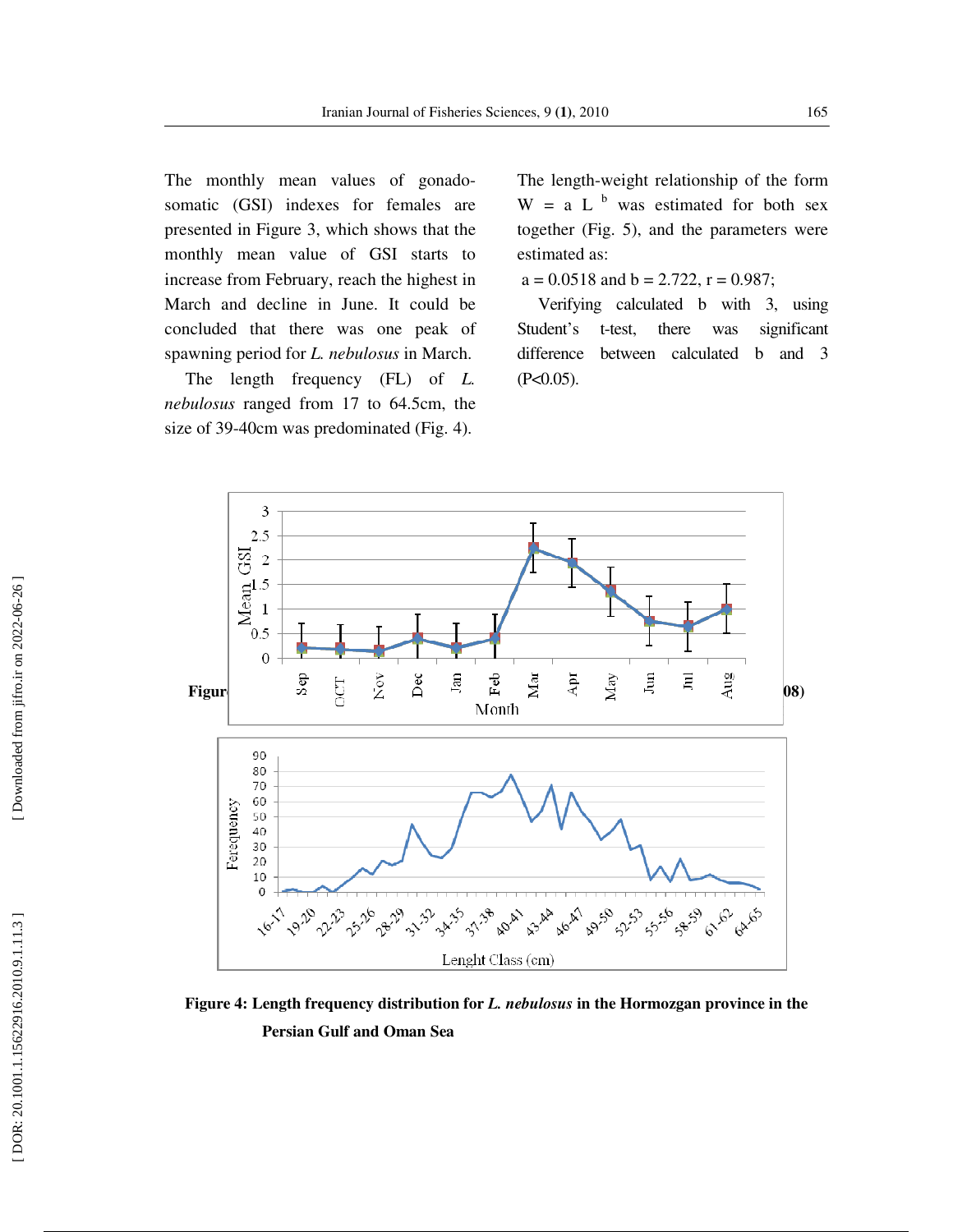The monthly mean values of gonado-somatic (GSI) indexes for females are presented in Figure 3, which shows that the monthly mean value of GSI starts to increase from February, reach the highest in March and decline in June. It could be concluded that there was one peak of spawning period for *L. nebulosus* in March.

The length frequency (FL) of *L. nebulosus* ranged from 17 to 64.5cm, the size of 39-40cm was predominated (Fig. 4).

The length-weight relationship of the form $W = a L^{b}$ was estimated for both sex together (Fig. 5), and the parameters were estimated as:

a = 0.0518 and b = 2.722, r = 0.987;

Verifying calculated b with 3, using Student's t-test, there was significant difference between calculated b and 3 ($P<0.05$).

**Figure 4: Length frequency distribution for *L. nebulosus* in the Hormozgan province in the Persian Gulf and Oman Sea**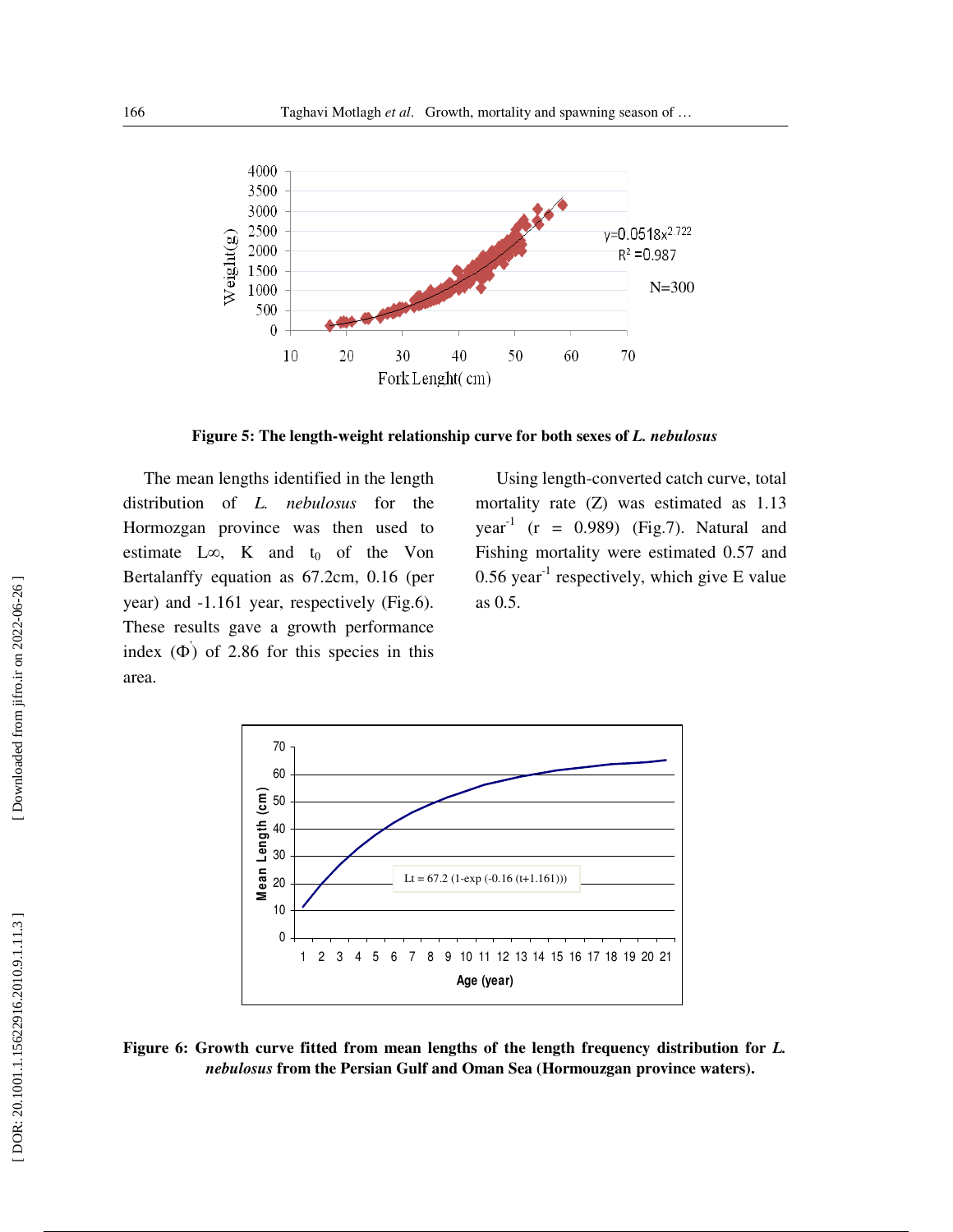**Figure 5: The length-weight relationship curve for both sexes of *L. nebulosus***

The mean lengths identified in the length distribution of *L. nebulosus* for the Hormozgan province was then used to estimate L∞, K and $t_0$ of the Von Bertalanffy equation as 67.2cm, 0.16 (per year) and -1.161 year, respectively (Fig.6). These results gave a growth performance index (Φ') of 2.86 for this species in this area.

Using length-converted catch curve, total mortality rate (Z) was estimated as 1.13 $year^{-1}$ (r = 0.989) (Fig.7). Natural and Fishing mortality were estimated 0.57 and 0.56 $year^{-1}$ respectively, which give E value as 0.5.

**Figure 6: Growth curve fitted from mean lengths of the length frequency distribution for *L. nebulosus* from the Persian Gulf and Oman Sea (Hormouzgan province waters).**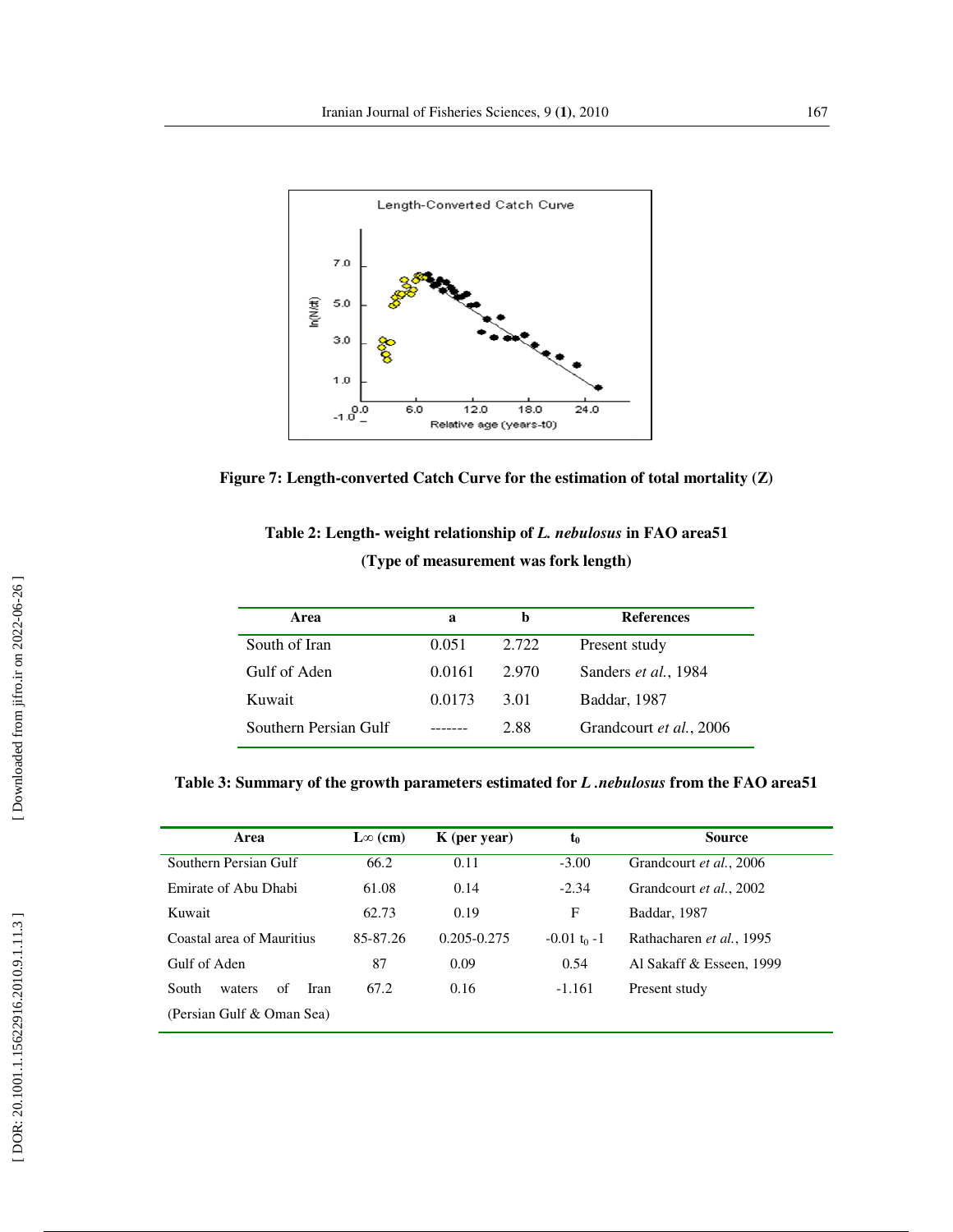**Figure 7: Length-converted Catch Curve for the estimation of total mortality (Z)**

**Table 2: Length- weight relationship of *L. nebulosus* in FAO area51**

**(Type of measurement was fork length)**

| Area | a | b | References |
|---|---|---|---|
| South of Iran | 0.051 | 2.722 | Present study |
| Gulf of Aden | 0.0161 | 2.970 | Sanders *et al.*, 1984 |
| Kuwait | 0.0173 | 3.01 | Baddar, 1987 |
| Southern Persian Gulf | ------- | 2.88 | Grandcourt *et al.*, 2006 |

**Table 3: Summary of the growth parameters estimated for *L .nebulosus* from the FAO area51**

| Area | $L_\infty$ (cm) | K (per year) | $t_0$ | Source |
|---|---|---|---|---|
| Southern Persian Gulf | 66.2 | 0.11 | -3.00 | Grandcourt *et al.*, 2006 |
| Emirate of Abu Dhabi | 61.08 | 0.14 | -2.34 | Grandcourt *et al.*, 2002 |
| Kuwait | 62.73 | 0.19 | F | Baddar, 1987 |
| Coastal area of Mauritius | 85-87.26 | 0.205-0.275 | -0.01 $t_0$ -1 | Rathacharen *et al.*, 1995 |
| Gulf of Aden | 87 | 0.09 | 0.54 | Al Sakaff & Esseen, 1999 |
| South waters of Iran (Persian Gulf & Oman Sea) | 67.2 | 0.16 | -1.161 | Present study |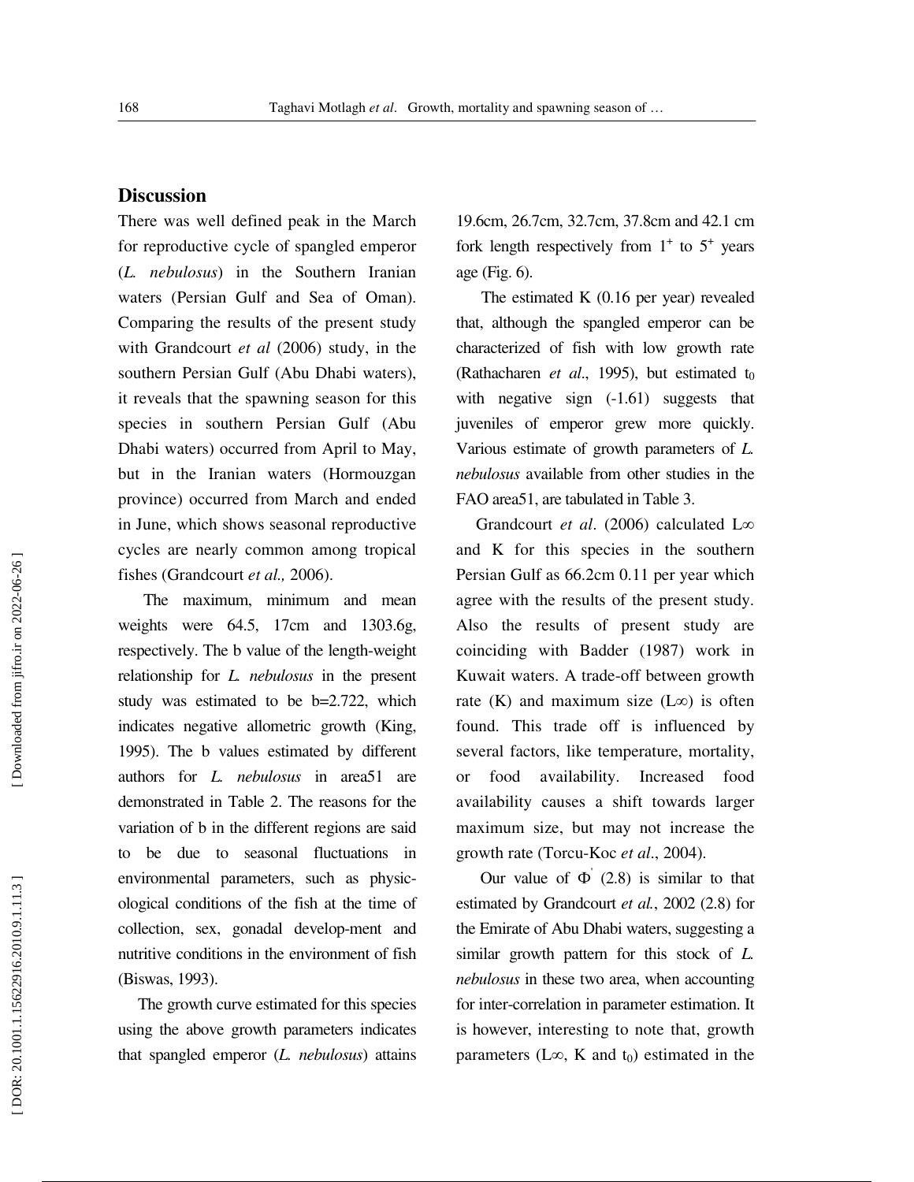## Discussion

There was well defined peak in the March for reproductive cycle of spangled emperor (*L. nebulosus*) in the Southern Iranian waters (Persian Gulf and Sea of Oman). Comparing the results of the present study with Grandcourt *et al* (2006) study, in the southern Persian Gulf (Abu Dhabi waters), it reveals that the spawning season for this species in southern Persian Gulf (Abu Dhabi waters) occurred from April to May, but in the Iranian waters (Hormouzgan province) occurred from March and ended in June, which shows seasonal reproductive cycles are nearly common among tropical fishes (Grandcourt *et al.,* 2006).

The maximum, minimum and mean weights were 64.5, 17cm and 1303.6g, respectively. The b value of the length-weight relationship for *L. nebulosus* in the present study was estimated to be b=2.722, which indicates negative allometric growth (King, 1995). The b values estimated by different authors for *L. nebulosus* in area51 are demonstrated in Table 2. The reasons for the variation of b in the different regions are said to be due to seasonal fluctuations in environmental parameters, such as physic-ological conditions of the fish at the time of collection, sex, gonadal develop-ment and nutritive conditions in the environment of fish (Biswas, 1993).

The growth curve estimated for this species using the above growth parameters indicates that spangled emperor (*L. nebulosus*) attains 19.6cm, 26.7cm, 32.7cm, 37.8cm and 42.1 cm fork length respectively from $1^+$ to $5^+$ years age (Fig. 6).

The estimated K (0.16 per year) revealed that, although the spangled emperor can be characterized of fish with low growth rate (Rathacharen *et al*., 1995), but estimated $t_0$ with negative sign (-1.61) suggests that juveniles of emperor grew more quickly. Various estimate of growth parameters of *L. nebulosus* available from other studies in the FAO area51, are tabulated in Table 3.

Grandcourt *et al*. (2006) calculated $L\infty$ and K for this species in the southern Persian Gulf as 66.2cm 0.11 per year which agree with the results of the present study. Also the results of present study are coinciding with Badder (1987) work in Kuwait waters. A trade-off between growth rate (K) and maximum size ($L\infty$) is often found. This trade off is influenced by several factors, like temperature, mortality, or food availability. Increased food availability causes a shift towards larger maximum size, but may not increase the growth rate (Torcu-Koc *et al*., 2004).

Our value of $\Phi'$ (2.8) is similar to that estimated by Grandcourt *et al.*, 2002 (2.8) for the Emirate of Abu Dhabi waters, suggesting a similar growth pattern for this stock of *L. nebulosus* in these two area, when accounting for inter-correlation in parameter estimation. It is however, interesting to note that, growth parameters ($L\infty$, K and $t_0$) estimated in the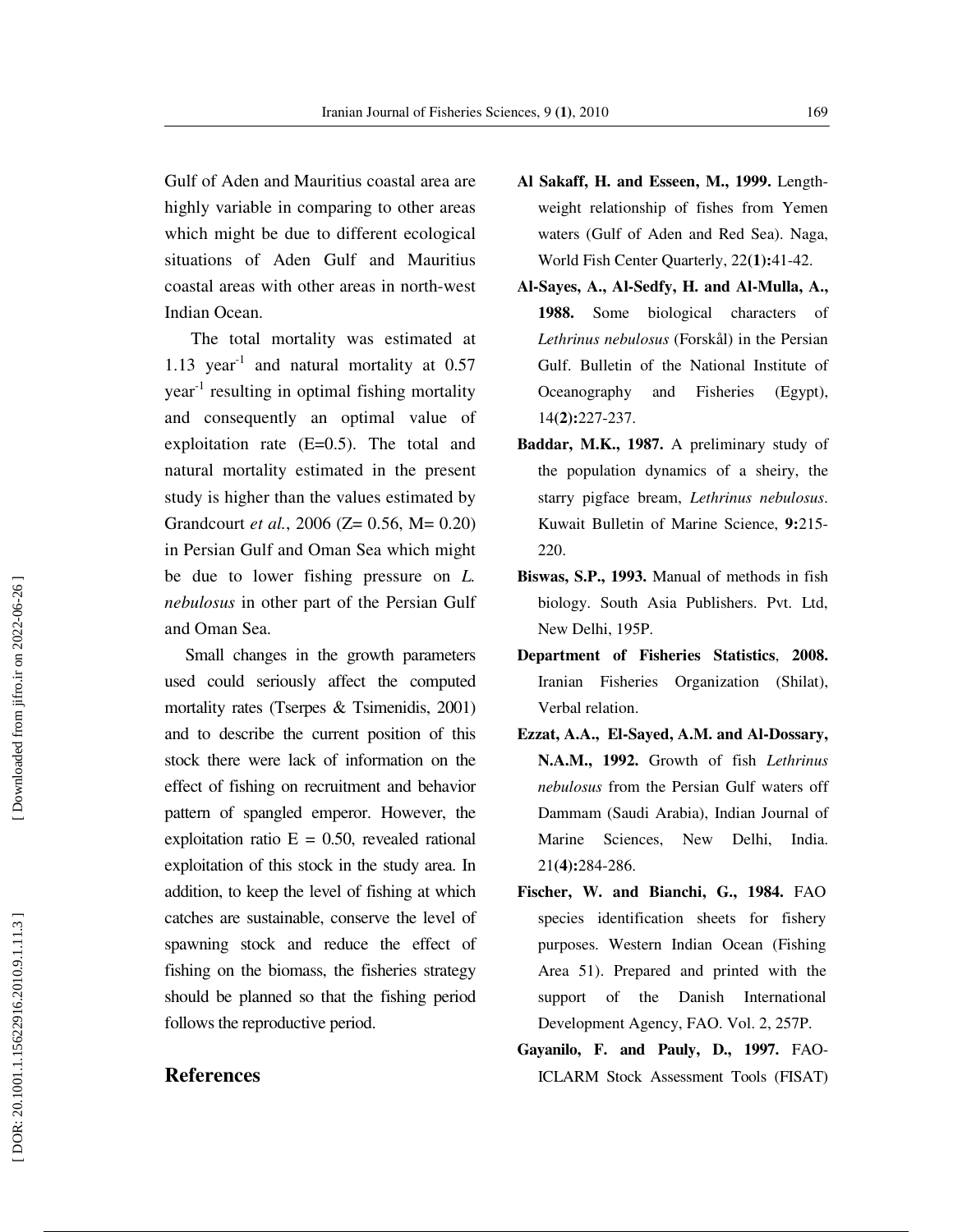Gulf of Aden and Mauritius coastal area are highly variable in comparing to other areas which might be due to different ecological situations of Aden Gulf and Mauritius coastal areas with other areas in north-west Indian Ocean.

The total mortality was estimated at 1.13 $year^{-1}$ and natural mortality at 0.57 $year^{-1}$ resulting in optimal fishing mortality and consequently an optimal value of exploitation rate (E=0.5). The total and natural mortality estimated in the present study is higher than the values estimated by Grandcourt *et al.*, 2006 (Z= 0.56, M= 0.20) in Persian Gulf and Oman Sea which might be due to lower fishing pressure on *L. nebulosus* in other part of the Persian Gulf and Oman Sea.

Small changes in the growth parameters used could seriously affect the computed mortality rates (Tserpes & Tsimenidis, 2001) and to describe the current position of this stock there were lack of information on the effect of fishing on recruitment and behavior pattern of spangled emperor. However, the exploitation ratio E = 0.50, revealed rational exploitation of this stock in the study area. In addition, to keep the level of fishing at which catches are sustainable, conserve the level of spawning stock and reduce the effect of fishing on the biomass, the fisheries strategy should be planned so that the fishing period follows the reproductive period.

## References

**Al Sakaff, H. and Esseen, M., 1999.** Length-weight relationship of fishes from Yemen waters (Gulf of Aden and Red Sea). Naga, World Fish Center Quarterly, 22**(1):**41-42.

**Al-Sayes, A., Al-Sedfy, H. and Al-Mulla, A., 1988.** Some biological characters of *Lethrinus nebulosus* (Forskål) in the Persian Gulf. Bulletin of the National Institute of Oceanography and Fisheries (Egypt), 14**(2):**227-237.

**Baddar, M.K., 1987.** A preliminary study of the population dynamics of a sheiry, the starry pigface bream, *Lethrinus nebulosus*. Kuwait Bulletin of Marine Science, **9:**215-220.

**Biswas, S.P., 1993.** Manual of methods in fish biology. South Asia Publishers. Pvt. Ltd, New Delhi, 195P.

**Department of Fisheries Statistics**, **2008.** Iranian Fisheries Organization (Shilat), Verbal relation.

**Ezzat, A.A., El-Sayed, A.M. and Al-Dossary, N.A.M., 1992.** Growth of fish *Lethrinus nebulosus* from the Persian Gulf waters off Dammam (Saudi Arabia), Indian Journal of Marine Sciences, New Delhi, India. 21**(4):**284-286.

**Fischer, W. and Bianchi, G., 1984.** FAO species identification sheets for fishery purposes. Western Indian Ocean (Fishing Area 51). Prepared and printed with the support of the Danish International Development Agency, FAO. Vol. 2, 257P.

**Gayanilo, F. and Pauly, D., 1997.** FAO-ICLARM Stock Assessment Tools (FISAT)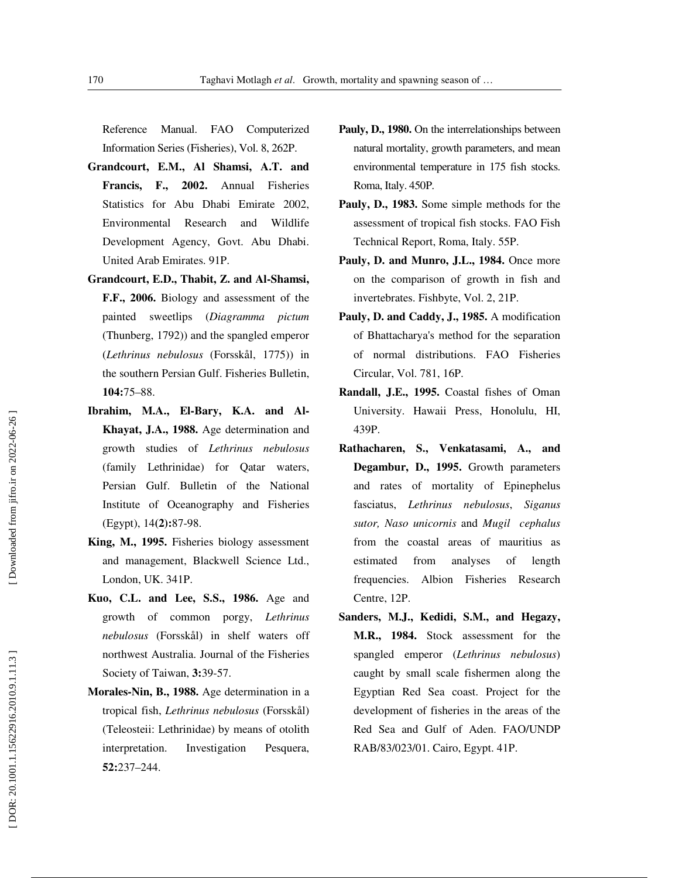Reference Manual. FAO Computerized Information Series (Fisheries), Vol. 8, 262P.

**Grandcourt, E.M., Al Shamsi, A.T. and Francis, F., 2002.** Annual Fisheries Statistics for Abu Dhabi Emirate 2002, Environmental Research and Wildlife Development Agency, Govt. Abu Dhabi. United Arab Emirates. 91P.

**Grandcourt, E.D., Thabit, Z. and Al-Shamsi, F.F., 2006.** Biology and assessment of the painted sweetlips (*Diagramma pictum* (Thunberg, 1792)) and the spangled emperor (*Lethrinus nebulosus* (Forsskål, 1775)) in the southern Persian Gulf. Fisheries Bulletin, **104:**75–88.

**Ibrahim, M.A., El-Bary, K.A. and Al-Khayat, J.A., 1988.** Age determination and growth studies of *Lethrinus nebulosus* (family Lethrinidae) for Qatar waters, Persian Gulf. Bulletin of the National Institute of Oceanography and Fisheries (Egypt), 14**(2):**87-98.

**King, M., 1995.** Fisheries biology assessment and management, Blackwell Science Ltd., London, UK. 341P.

**Kuo, C.L. and Lee, S.S., 1986.** Age and growth of common porgy, *Lethrinus nebulosus* (Forsskål) in shelf waters off northwest Australia. Journal of the Fisheries Society of Taiwan, **3:**39-57.

**Morales-Nin, B., 1988.** Age determination in a tropical fish, *Lethrinus nebulosus* (Forsskål) (Teleosteii: Lethrinidae) by means of otolith interpretation. Investigation Pesquera, **52:**237–244.

**Pauly, D., 1980.** On the interrelationships between natural mortality, growth parameters, and mean environmental temperature in 175 fish stocks. Roma, Italy. 450P.

**Pauly, D., 1983.** Some simple methods for the assessment of tropical fish stocks. FAO Fish Technical Report, Roma, Italy. 55P.

**Pauly, D. and Munro, J.L., 1984.** Once more on the comparison of growth in fish and invertebrates. Fishbyte, Vol. 2, 21P.

**Pauly, D. and Caddy, J., 1985.** A modification of Bhattacharya's method for the separation of normal distributions. FAO Fisheries Circular, Vol. 781, 16P.

**Randall, J.E., 1995.** Coastal fishes of Oman University. Hawaii Press, Honolulu, HI, 439P.

**Rathacharen, S., Venkatasami, A., and Degambur, D., 1995.** Growth parameters and rates of mortality of Epinephelus fasciatus, *Lethrinus nebulosus*, *Siganus sutor, Naso unicornis* and *Mugil cephalus* from the coastal areas of mauritius as estimated from analyses of length frequencies. Albion Fisheries Research Centre, 12P.

**Sanders, M.J., Kedidi, S.M., and Hegazy, M.R., 1984.** Stock assessment for the spangled emperor (*Lethrinus nebulosus*) caught by small scale fishermen along the Egyptian Red Sea coast. Project for the development of fisheries in the areas of the Red Sea and Gulf of Aden. FAO/UNDP RAB/83/023/01. Cairo, Egypt. 41P.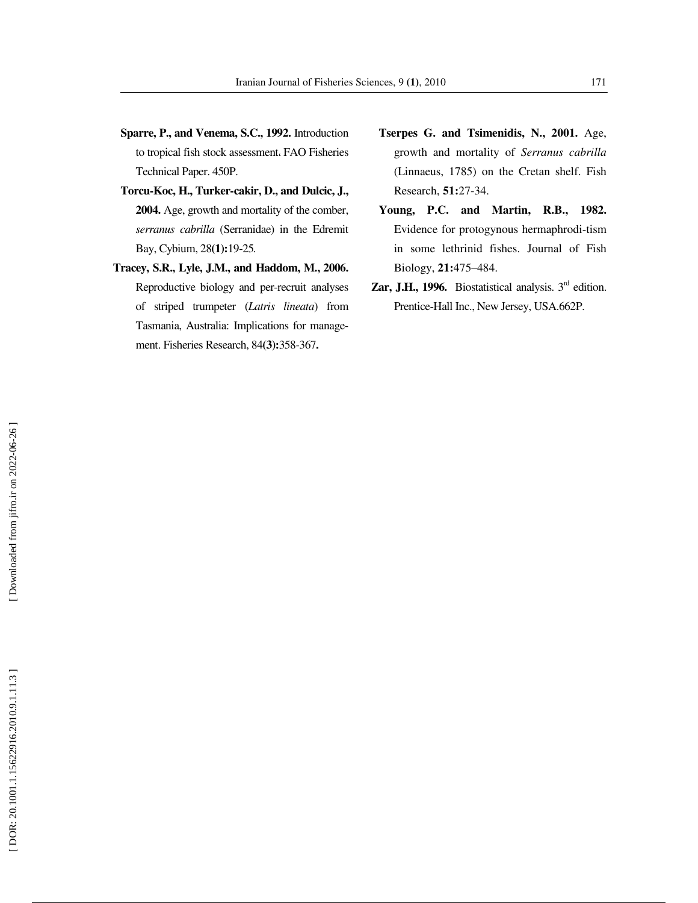**Sparre, P., and Venema, S.C., 1992.** Introduction to tropical fish stock assessment. FAO Fisheries Technical Paper. 450P.

**Torcu-Koc, H., Turker-cakir, D., and Dulcic, J., 2004.** Age, growth and mortality of the comber, *serranus cabrilla* (Serranidae) in the Edremit Bay, Cybium, 28**(1):**19-25.

**Tracey, S.R., Lyle, J.M., and Haddom, M., 2006.** Reproductive biology and per-recruit analyses of striped trumpeter (*Latris lineata*) from Tasmania, Australia: Implications for management. Fisheries Research, 84**(3):**358-367**.**

**Tserpes G. and Tsimenidis, N., 2001.** Age, growth and mortality of *Serranus cabrilla* (Linnaeus, 1785) on the Cretan shelf. Fish Research, **51:**27-34.

**Young, P.C. and Martin, R.B., 1982.** Evidence for protogynous hermaphrodi-tism in some lethrinid fishes. Journal of Fish Biology, **21:**475–484.

**Zar, J.H., 1996.** Biostatistical analysis. 3rd edition. Prentice-Hall Inc., New Jersey, USA.662P.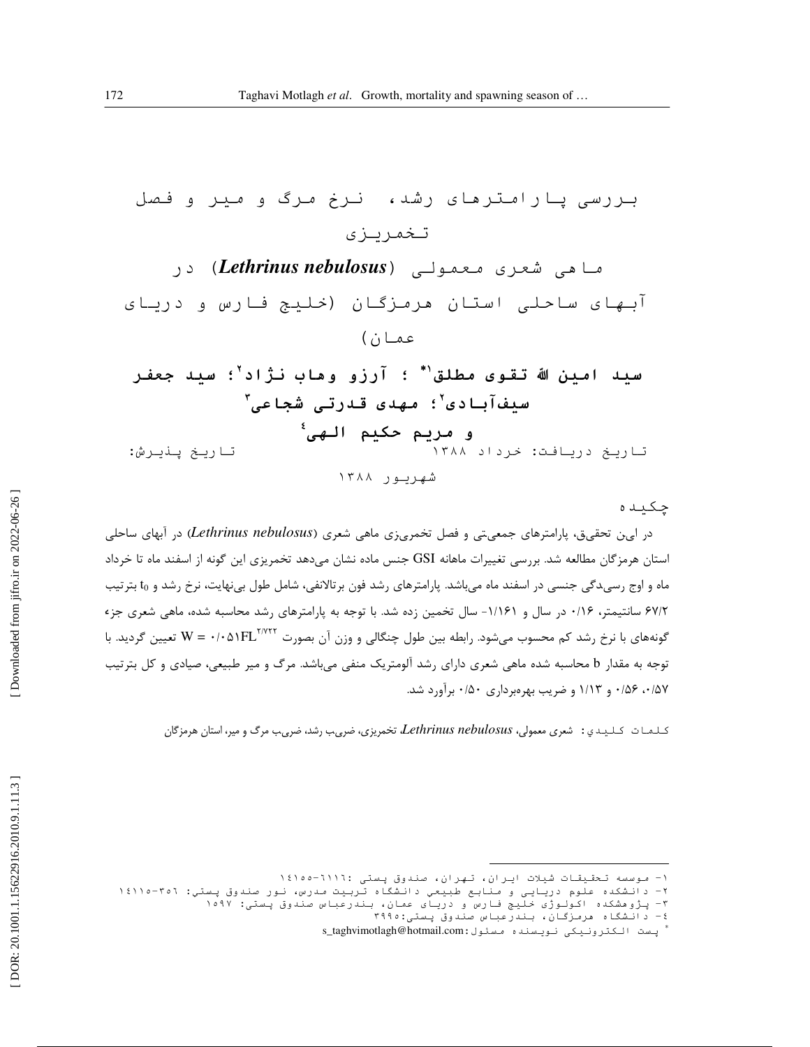# بررسی پارامترهای رشد، نرخ مرگ و میر و فصل تخمریزی ماهی شعری معمولی (*Lethrinus nebulosus*) در آبهای ساحلی استان هرمزگان (خلیج فارس و دریای عمان)

**سید امین الله تقوی مطلق[1*] ؛ آرزو وهاب نژاد[2]؛ سید جعفر سیف‌آبادی[2]؛ مهدی قدرتی شجاعی[3] و مریم حکیم الهی[4]**

تاریخ دریافت: خرداد ۱۳۸۸ تاریخ پذیرش: شهریور ۱۳۸۸

## چکیده

در این تحقیق، پارامترهای جمعیتی و فصل تخمریزی ماهی شعری (*Lethrinus nebulosus*) در آبهای ساحلی استان هرمزگان مطالعه شد. بررسی تغییرات ماهانه GSI جنس ماده نشان می‌دهد تخمریزی این گونه از اسفند ماه تا خرداد ماه و اوج رسی‌دگی جنسی در اسفند ماه می‌باشد. پارامترهای رشد فون برتالانفی، شامل طول بی‌نهایت، نرخ رشد و $t_0$ بترتیب ۶۷/۲ سانتیمتر، ۰/۱۶ در سال و ۱/۱۶۱- سال تخمین زده شد. با توجه به پارامترهای رشد محاسبه شده، ماهی شعری جزء گونه‌های با نرخ رشد کم محسوب می‌شود. رابطه بین طول چنگالی و وزن آن بصورت $W = ۰/۰۵۱FL^{۲/۷۲۲}$ تعیین گردید. با توجه به مقدار b محاسبه شده ماهی شعری دارای رشد آلومتریک منفی می‌باشد. مرگ و میر طبیعی، صیادی و کل بترتیب ۰/۵۷، ۰/۵۶ و ۱/۱۳ و ضریب بهره‌برداری ۰/۵۰ برآورد شد.

**کلمات کلیدی:** شعری معمولی، *Lethrinus nebulosus*، تخمریزی، ضریب رشد، ضریب مرگ و میر، استان هرمزگان

---

۱- موسسه تحقیقات شیلات ایران، تهران، صندوق پستی: ۶۱۱۶-۱۴۱۵۵

۲- دانشکده علوم دریایی و منابع طبیعی دانشگاه تربیت مدرس، نور صندوق پستی: ۳۵۶-۱۴۱۱۵

۳- پژوهشکده اکولوژی خلیج فارس و دریای عمان، بندرعباس صندوق پستی: ۱۵۹۷

۴- دانشگاه هرمزگان، بندرعباس صندوق پستی: ۳۹۹۵

* پست الکترونیکی نویسنده مسئول: s_taghvimotlagh@hotmail.com